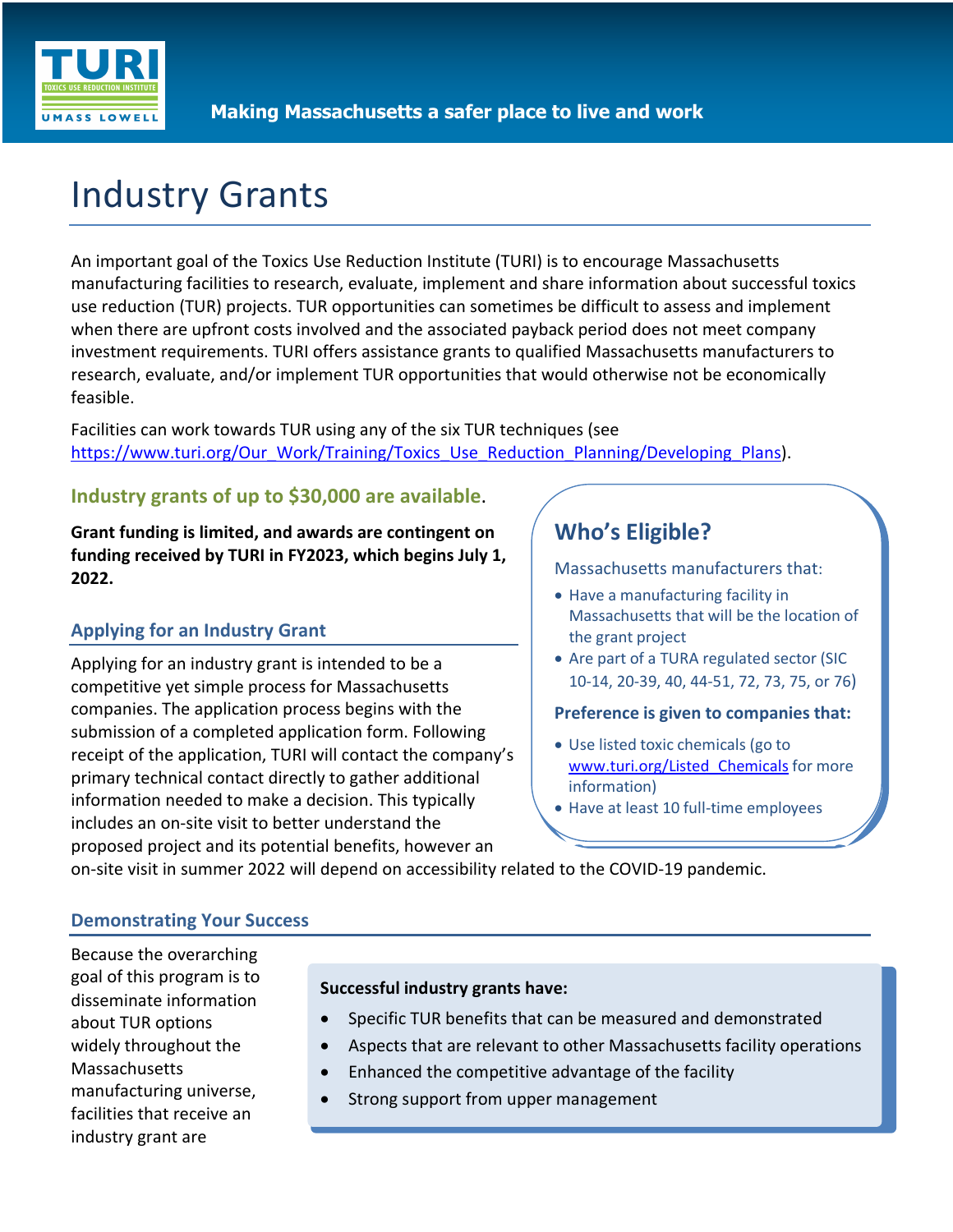Making Massachusetts a safer place to live and work

# Industry Grants

An important goal of the Toxics Use Reduction Institute (TURI) is to encourage Massachusetts manufacturing facilities to research, evaluate, implement and share information about successful toxics use reduction (TUR) projects. TUR opportunities can sometimes be difficult to assess and implement when there are upfront costs involved and the associated payback period does not meet company investment requirements. TURI offers assistance grants to qualified Massachusetts manufacturers to research, evaluate, and/or implement TUR opportunities that would otherwise not be economically feasible.

Facilities can work towards TUR using any of the six TUR techniques (see https://www.turi.org/Our_Work/Training/Toxics_Use_Reduction_Planning/Developing_Plans).

### Industry grants of up to $30,000 are available.

**Grant funding is limited, and awards are contingent on funding received by TURI in FY2023, which begins July 1, 2022.**

## Applying for an Industry Grant

Applying for an industry grant is intended to be a competitive yet simple process for Massachusetts companies. The application process begins with the submission of a completed application form. Following receipt of the application, TURI will contact the company's primary technical contact directly to gather additional information needed to make a decision. This typically includes an on-site visit to better understand the proposed project and its potential benefits, however an on-site visit in summer 2022 will depend on accessibility related to the COVID-19 pandemic.

## Who's Eligible?

Massachusetts manufacturers that:

- Have a manufacturing facility in Massachusetts that will be the location of the grant project
- Are part of a TURA regulated sector (SIC 10-14, 20-39, 40, 44-51, 72, 73, 75, or 76)

**Preference is given to companies that:**

- Use listed toxic chemicals (go to www.turi.org/Listed_Chemicals for more information)
- Have at least 10 full-time employees

## Demonstrating Your Success

Because the overarching goal of this program is to disseminate information about TUR options widely throughout the Massachusetts manufacturing universe, facilities that receive an industry grant are

**Successful industry grants have:**

- Specific TUR benefits that can be measured and demonstrated
- Aspects that are relevant to other Massachusetts facility operations
- Enhanced the competitive advantage of the facility
- Strong support from upper management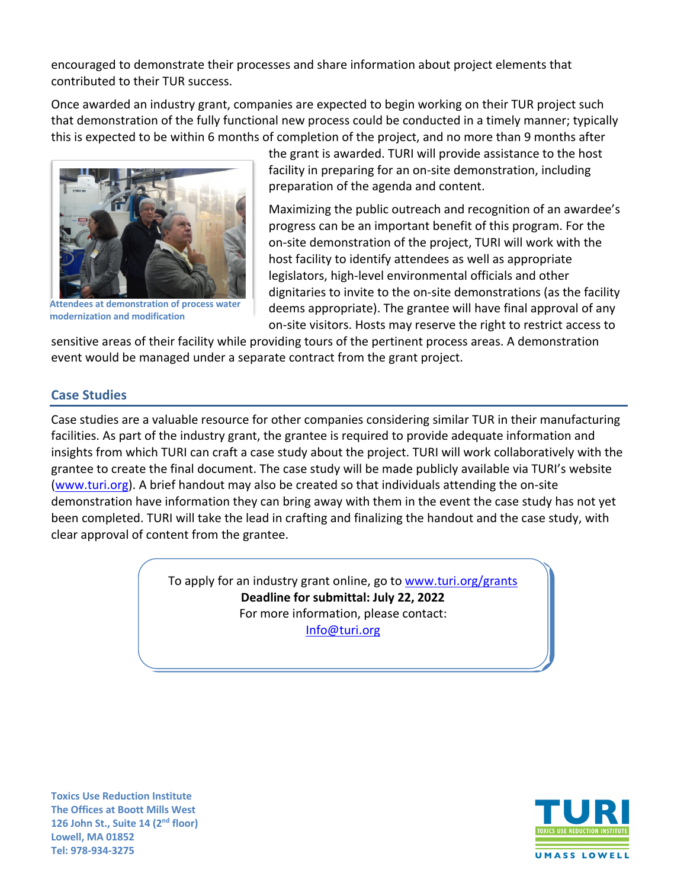encouraged to demonstrate their processes and share information about project elements that contributed to their TUR success.

Once awarded an industry grant, companies are expected to begin working on their TUR project such that demonstration of the fully functional new process could be conducted in a timely manner; typically this is expected to be within 6 months of completion of the project, and no more than 9 months after the grant is awarded. TURI will provide assistance to the host facility in preparing for an on-site demonstration, including preparation of the agenda and content.

Attendees at demonstration of process water modernization and modification

Maximizing the public outreach and recognition of an awardee's progress can be an important benefit of this program. For the on-site demonstration of the project, TURI will work with the host facility to identify attendees as well as appropriate legislators, high-level environmental officials and other dignitaries to invite to the on-site demonstrations (as the facility deems appropriate). The grantee will have final approval of any on-site visitors. Hosts may reserve the right to restrict access to sensitive areas of their facility while providing tours of the pertinent process areas. A demonstration event would be managed under a separate contract from the grant project.

## Case Studies

Case studies are a valuable resource for other companies considering similar TUR in their manufacturing facilities. As part of the industry grant, the grantee is required to provide adequate information and insights from which TURI can craft a case study about the project. TURI will work collaboratively with the grantee to create the final document. The case study will be made publicly available via TURI's website (www.turi.org). A brief handout may also be created so that individuals attending the on-site demonstration have information they can bring away with them in the event the case study has not yet been completed. TURI will take the lead in crafting and finalizing the handout and the case study, with clear approval of content from the grantee.

To apply for an industry grant online, go to www.turi.org/grants
**Deadline for submittal: July 22, 2022**
For more information, please contact:
Info@turi.org

**Toxics Use Reduction Institute**
**The Offices at Boott Mills West**
**126 John St., Suite 14 (2nd floor)**
**Lowell, MA 01852**
**Tel: 978-934-3275**

TURI
TOXICS USE REDUCTION INSTITUTE
UMASS LOWELL